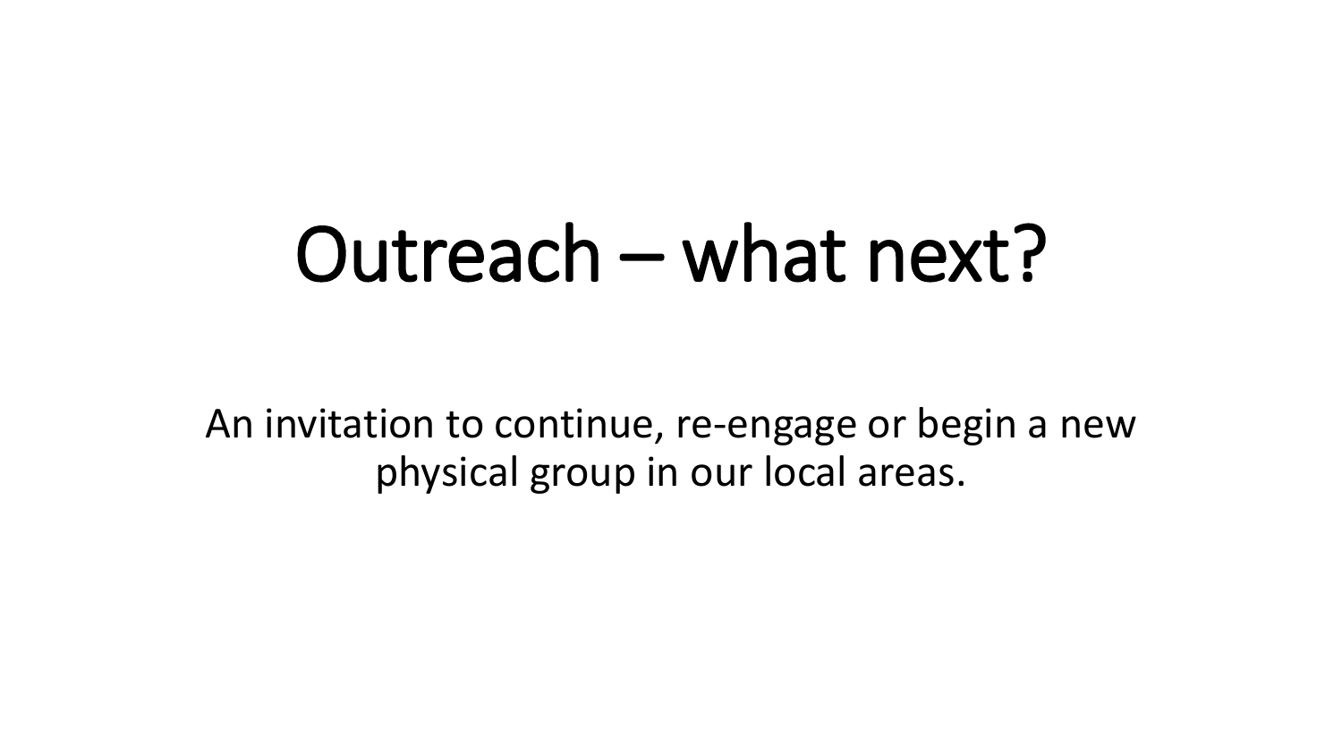# Outreach – what next?

An invitation to continue, re-engage or begin a new physical group in our local areas.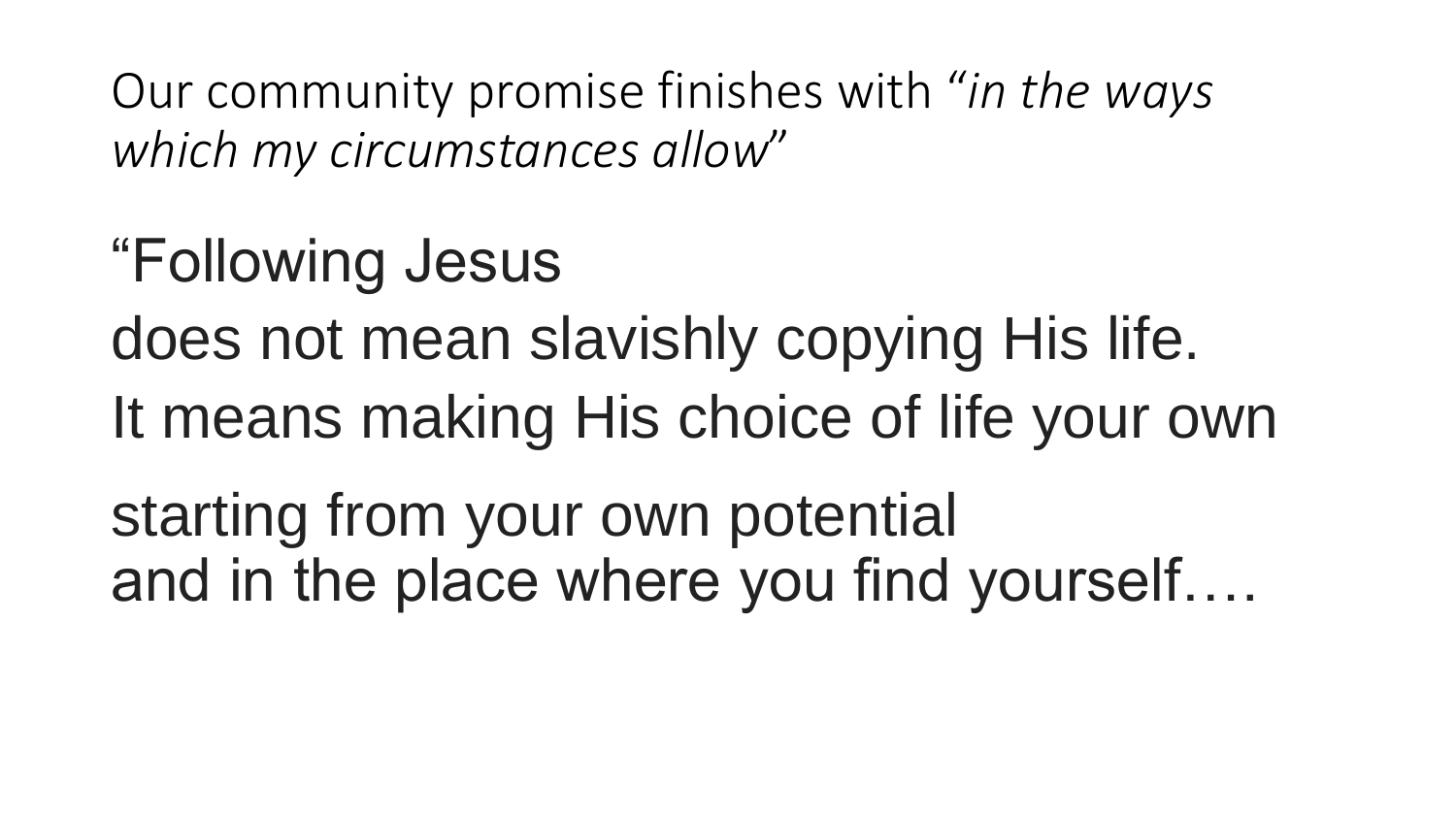Our community promise finishes with "*in the ways which my circumstances allow*"

"Following Jesus
does not mean slavishly copying His life.
It means making His choice of life your own

starting from your own potential
and in the place where you find yourself….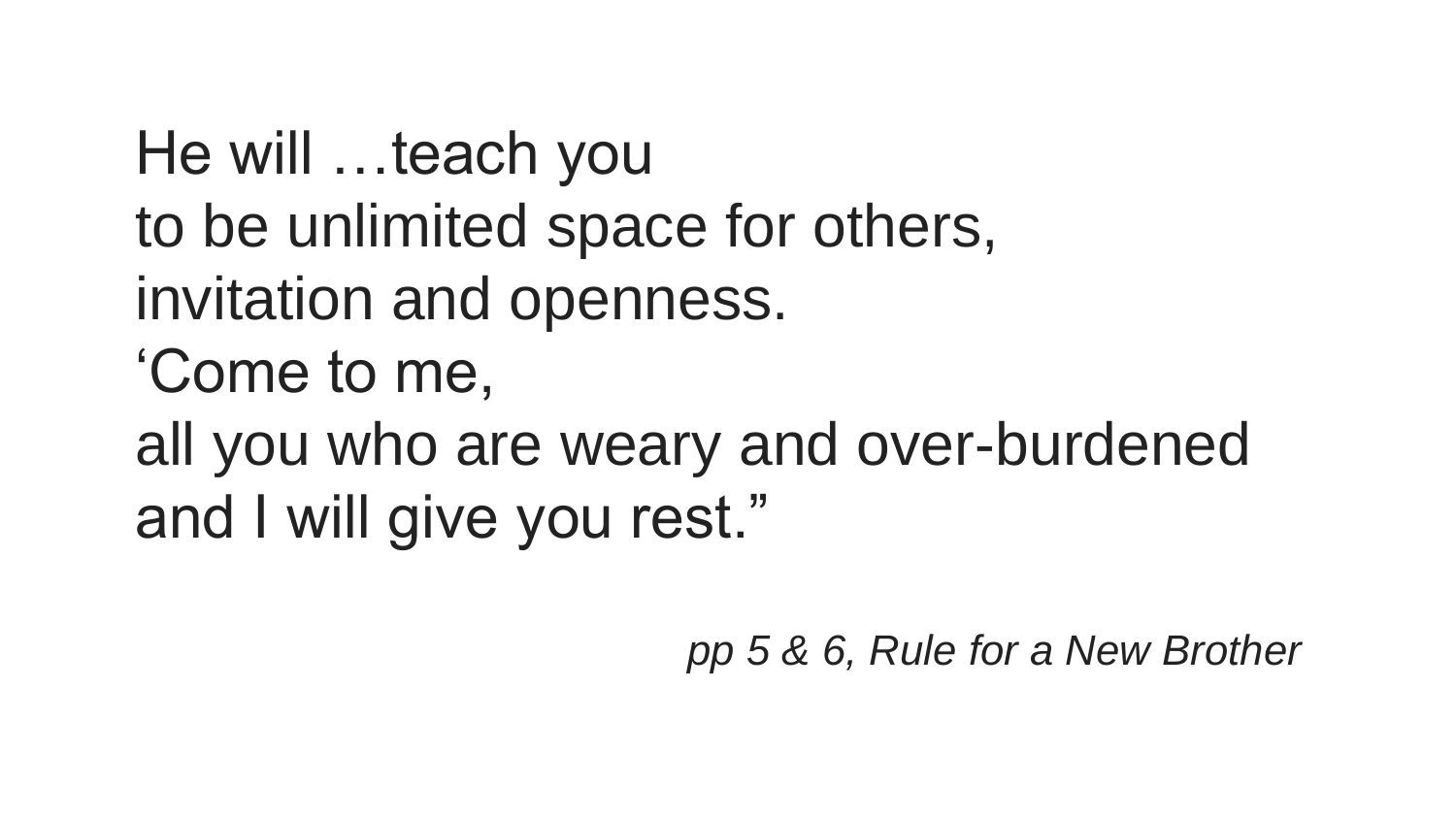He will …teach you
to be unlimited space for others,
invitation and openness.
‘Come to me,
all you who are weary and over-burdened
and I will give you rest.”

*pp 5 & 6, Rule for a New Brother*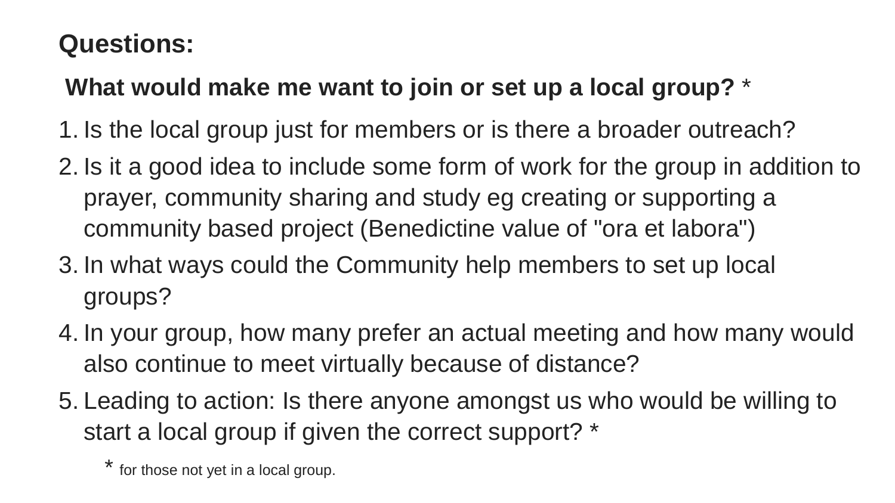## Questions:

**What would make me want to join or set up a local group?** *

1. Is the local group just for members or is there a broader outreach?
2. Is it a good idea to include some form of work for the group in addition to prayer, community sharing and study eg creating or supporting a community based project (Benedictine value of "ora et labora")
3. In what ways could the Community help members to set up local groups?
4. In your group, how many prefer an actual meeting and how many would also continue to meet virtually because of distance?
5. Leading to action: Is there anyone amongst us who would be willing to start a local group if given the correct support? *

\* for those not yet in a local group.